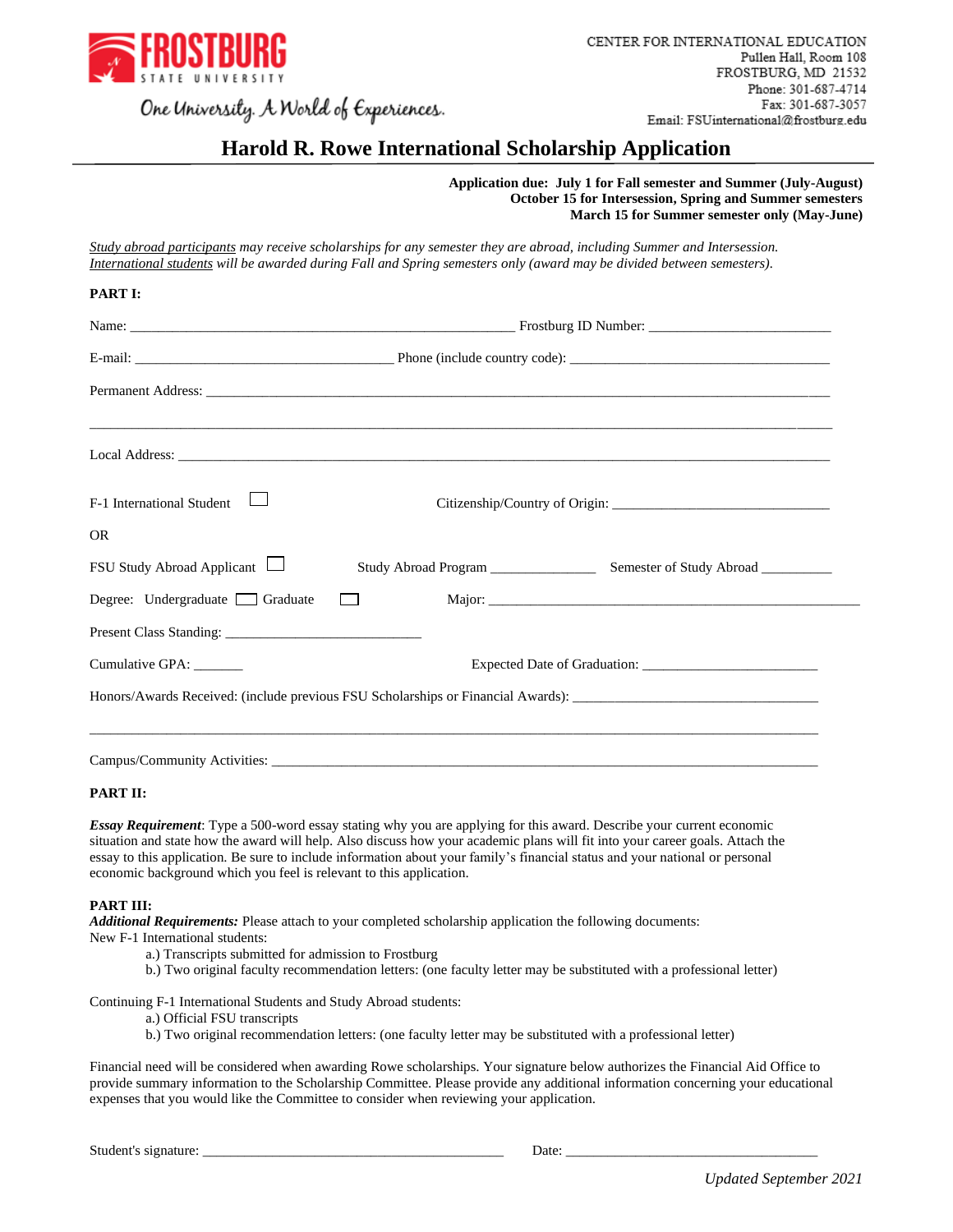FROSTBURG STATE UNIVERSITY

One University. A World of Experiences.

CENTER FOR INTERNATIONAL EDUCATION
Pullen Hall, Room 108
FROSTBURG, MD 21532
Phone: 301-687-4714
Fax: 301-687-3057
Email: FSUinternational@frostburg.edu

# Harold R. Rowe International Scholarship Application

**Application due: July 1 for Fall semester and Summer (July-August)**
**October 15 for Intersession, Spring and Summer semesters**
**March 15 for Summer semester only (May-June)**

*Study abroad participants may receive scholarships for any semester they are abroad, including Summer and Intersession. International students will be awarded during Fall and Spring semesters only (award may be divided between semesters).*

**PART I:**

Name: ______________________________________________ Frostburg ID Number: ________________________

E-mail: ___________________________________ Phone (include country code): ___________________________________

Permanent Address: ___________________________________________________________________________

_____________________________________________________________________________________________

Local Address: _______________________________________________________________________________

F-1 International Student ☐ Citizenship/Country of Origin: ______________________________

OR

FSU Study Abroad Applicant ☐ Study Abroad Program ______________ Semester of Study Abroad _________

Degree: Undergraduate ☐ Graduate ☐ Major: ____________________________________________________

Present Class Standing: ___________________________

Cumulative GPA: _______ Expected Date of Graduation: ________________________

Honors/Awards Received: (include previous FSU Scholarships or Financial Awards): ___________________________________

_____________________________________________________________________________________________

Campus/Community Activities: ___________________________________________________________________

**PART II:**

***Essay Requirement***: Type a 500-word essay stating why you are applying for this award. Describe your current economic situation and state how the award will help. Also discuss how your academic plans will fit into your career goals. Attach the essay to this application. Be sure to include information about your family's financial status and your national or personal economic background which you feel is relevant to this application.

**PART III:**
***Additional Requirements:*** Please attach to your completed scholarship application the following documents:
New F-1 International students:

a.) Transcripts submitted for admission to Frostburg
b.) Two original faculty recommendation letters: (one faculty letter may be substituted with a professional letter)

Continuing F-1 International Students and Study Abroad students:

a.) Official FSU transcripts
b.) Two original recommendation letters: (one faculty letter may be substituted with a professional letter)

Financial need will be considered when awarding Rowe scholarships. Your signature below authorizes the Financial Aid Office to provide summary information to the Scholarship Committee. Please provide any additional information concerning your educational expenses that you would like the Committee to consider when reviewing your application.

Student's signature: __________________________________________ Date: ___________________________________

*Updated September 2021*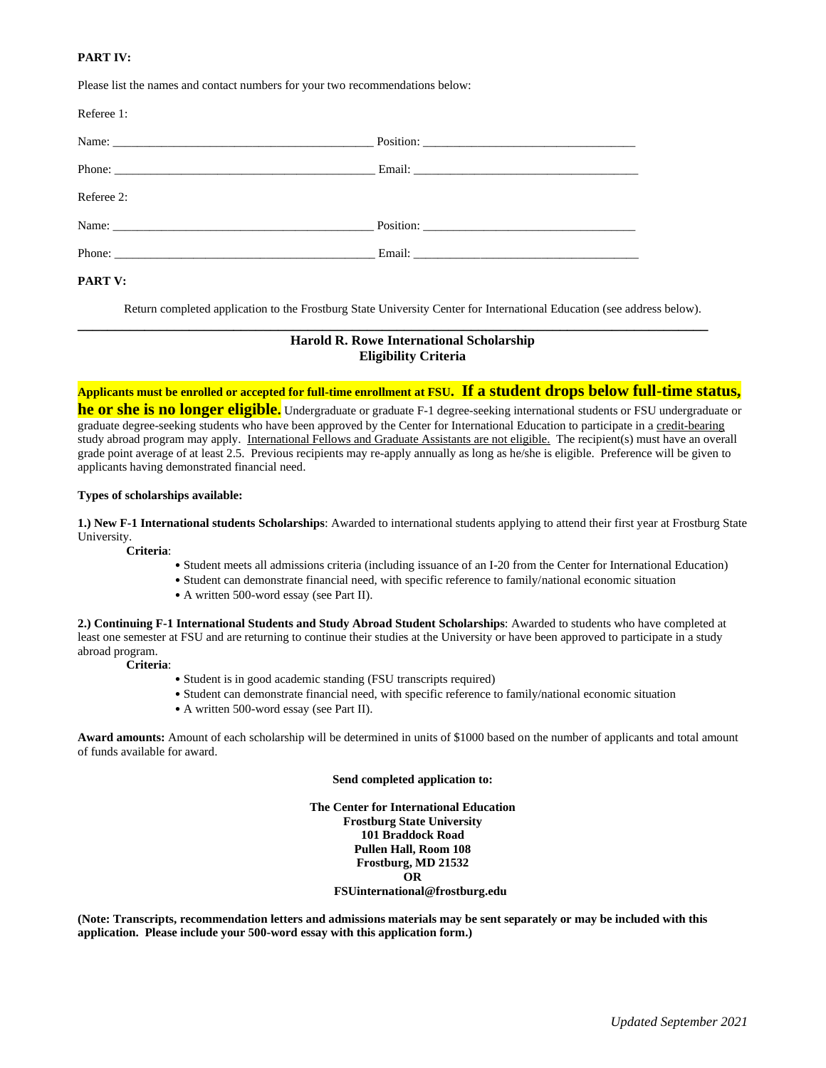**PART IV:**

Please list the names and contact numbers for your two recommendations below:

Referee 1:

Name: ________________________________________ Position: ________________________________

Phone: ________________________________________ Email: __________________________________

Referee 2:

Name: ________________________________________ Position: ________________________________

Phone: ________________________________________ Email: __________________________________

**PART V:**

Return completed application to the Frostburg State University Center for International Education (see address below).

---

## Harold R. Rowe International Scholarship Eligibility Criteria

**Applicants must be enrolled or accepted for full-time enrollment at FSU. If a student drops below full-time status, he or she is no longer eligible.** Undergraduate or graduate F-1 degree-seeking international students or FSU undergraduate or graduate degree-seeking students who have been approved by the Center for International Education to participate in a credit-bearing study abroad program may apply. International Fellows and Graduate Assistants are not eligible. The recipient(s) must have an overall grade point average of at least 2.5. Previous recipients may re-apply annually as long as he/she is eligible. Preference will be given to applicants having demonstrated financial need.

**Types of scholarships available:**

**1.) New F-1 International students Scholarships**: Awarded to international students applying to attend their first year at Frostburg State University.

**Criteria**:

- Student meets all admissions criteria (including issuance of an I-20 from the Center for International Education)
- Student can demonstrate financial need, with specific reference to family/national economic situation
- A written 500-word essay (see Part II).

**2.) Continuing F-1 International Students and Study Abroad Student Scholarships**: Awarded to students who have completed at least one semester at FSU and are returning to continue their studies at the University or have been approved to participate in a study abroad program.

**Criteria**:

- Student is in good academic standing (FSU transcripts required)
- Student can demonstrate financial need, with specific reference to family/national economic situation
- A written 500-word essay (see Part II).

**Award amounts:** Amount of each scholarship will be determined in units of $1000 based on the number of applicants and total amount of funds available for award.

**Send completed application to:**

**The Center for International Education**
**Frostburg State University**
**101 Braddock Road**
**Pullen Hall, Room 108**
**Frostburg, MD 21532**
**OR**
**FSUinternational@frostburg.edu**

**(Note: Transcripts, recommendation letters and admissions materials may be sent separately or may be included with this application. Please include your 500-word essay with this application form.)**

*Updated September 2021*